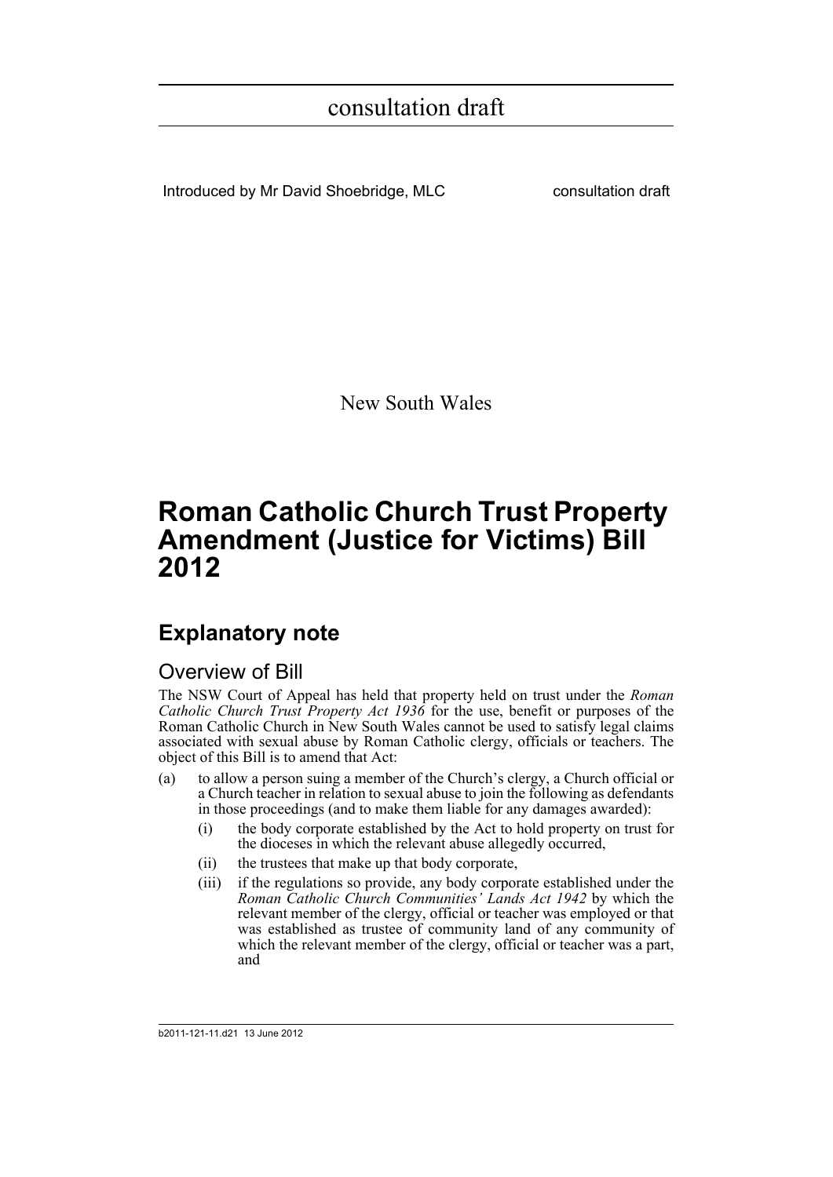consultation draft

Introduced by Mr David Shoebridge, MLC consultation draft

New South Wales

# Roman Catholic Church Trust Property Amendment (Justice for Victims) Bill 2012

## Explanatory note

### Overview of Bill

The NSW Court of Appeal has held that property held on trust under the *Roman Catholic Church Trust Property Act 1936* for the use, benefit or purposes of the Roman Catholic Church in New South Wales cannot be used to satisfy legal claims associated with sexual abuse by Roman Catholic clergy, officials or teachers. The object of this Bill is to amend that Act:

(a) to allow a person suing a member of the Church's clergy, a Church official or a Church teacher in relation to sexual abuse to join the following as defendants in those proceedings (and to make them liable for any damages awarded):

- (i) the body corporate established by the Act to hold property on trust for the dioceses in which the relevant abuse allegedly occurred,
- (ii) the trustees that make up that body corporate,
- (iii) if the regulations so provide, any body corporate established under the *Roman Catholic Church Communities' Lands Act 1942* by which the relevant member of the clergy, official or teacher was employed or that was established as trustee of community land of any community of which the relevant member of the clergy, official or teacher was a part, and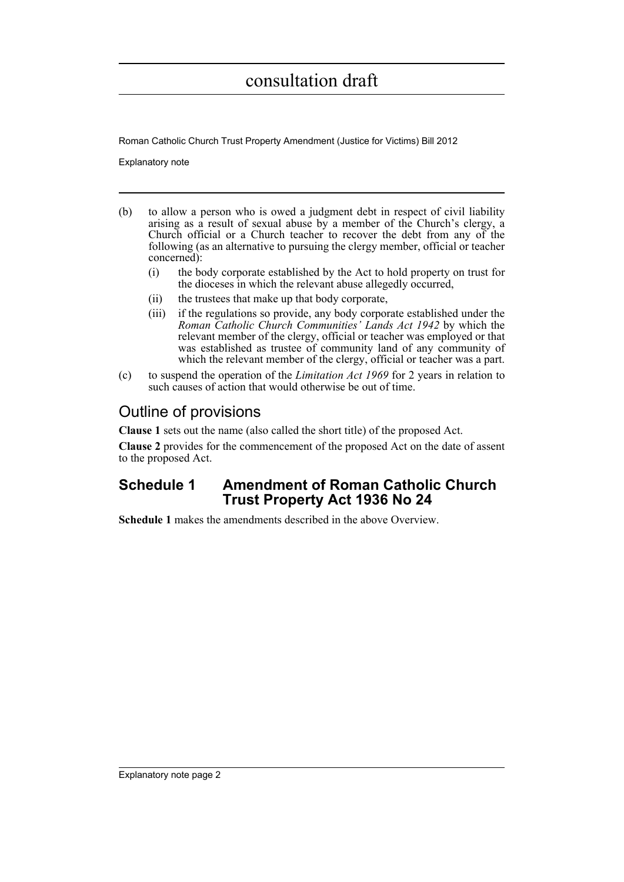(b) to allow a person who is owed a judgment debt in respect of civil liability arising as a result of sexual abuse by a member of the Church's clergy, a Church official or a Church teacher to recover the debt from any of the following (as an alternative to pursuing the clergy member, official or teacher concerned):

   (i) the body corporate established by the Act to hold property on trust for the dioceses in which the relevant abuse allegedly occurred,

   (ii) the trustees that make up that body corporate,

   (iii) if the regulations so provide, any body corporate established under the *Roman Catholic Church Communities' Lands Act 1942* by which the relevant member of the clergy, official or teacher was employed or that was established as trustee of community land of any community of which the relevant member of the clergy, official or teacher was a part.

(c) to suspend the operation of the *Limitation Act 1969* for 2 years in relation to such causes of action that would otherwise be out of time.

## Outline of provisions

**Clause 1** sets out the name (also called the short title) of the proposed Act.

**Clause 2** provides for the commencement of the proposed Act on the date of assent to the proposed Act.

### Schedule 1 Amendment of Roman Catholic Church Trust Property Act 1936 No 24

**Schedule 1** makes the amendments described in the above Overview.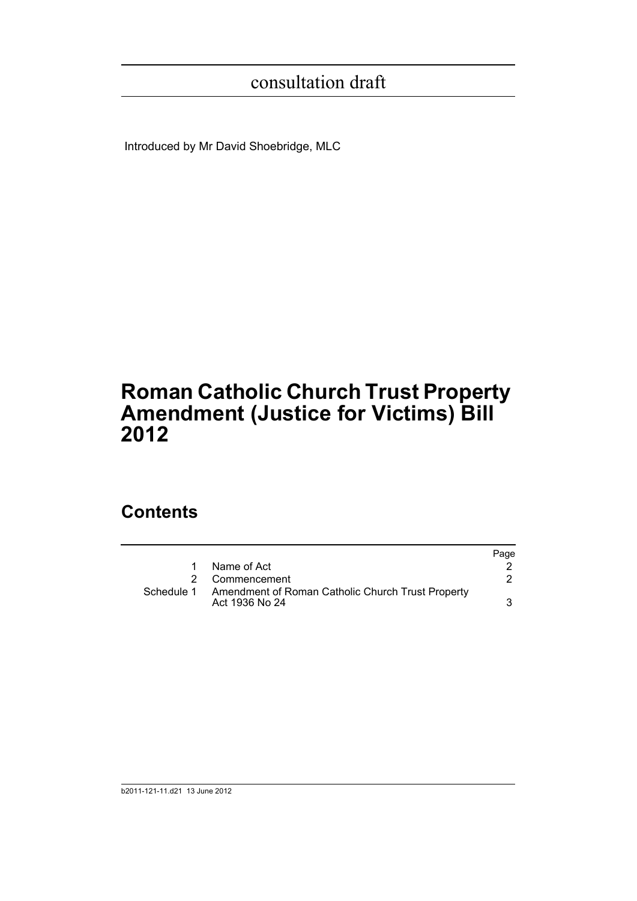consultation draft

Introduced by Mr David Shoebridge, MLC

# Roman Catholic Church Trust Property Amendment (Justice for Victims) Bill 2012

## Contents

| | | Page |
|---|---|---|
| 1 | Name of Act | 2 |
| 2 | Commencement | 2 |
| Schedule 1 | Amendment of Roman Catholic Church Trust Property Act 1936 No 24 | 3 |

b2011-121-11.d21 13 June 2012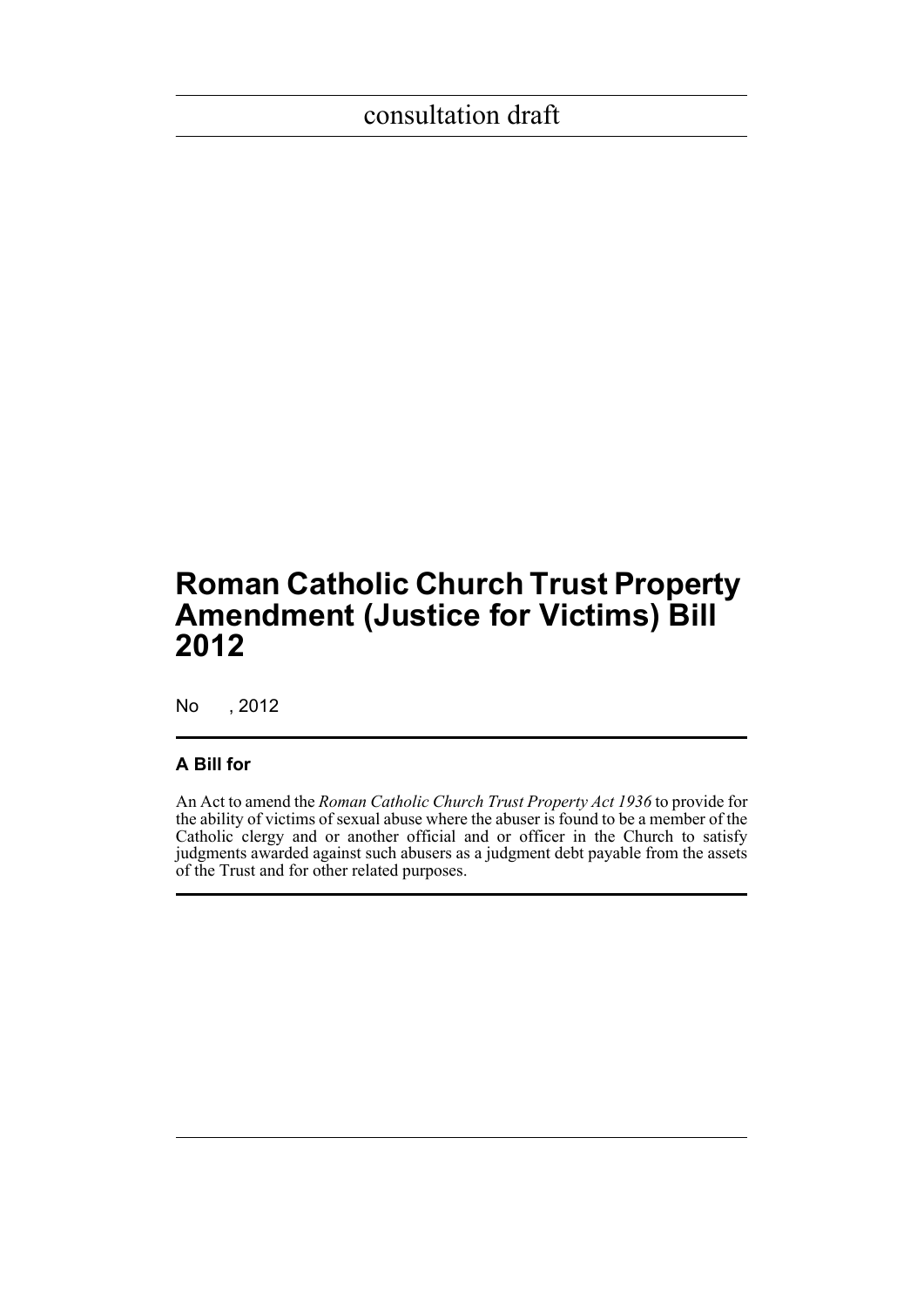consultation draft

# Roman Catholic Church Trust Property Amendment (Justice for Victims) Bill 2012

No , 2012

## A Bill for

An Act to amend the *Roman Catholic Church Trust Property Act 1936* to provide for the ability of victims of sexual abuse where the abuser is found to be a member of the Catholic clergy and or another official and or officer in the Church to satisfy judgments awarded against such abusers as a judgment debt payable from the assets of the Trust and for other related purposes.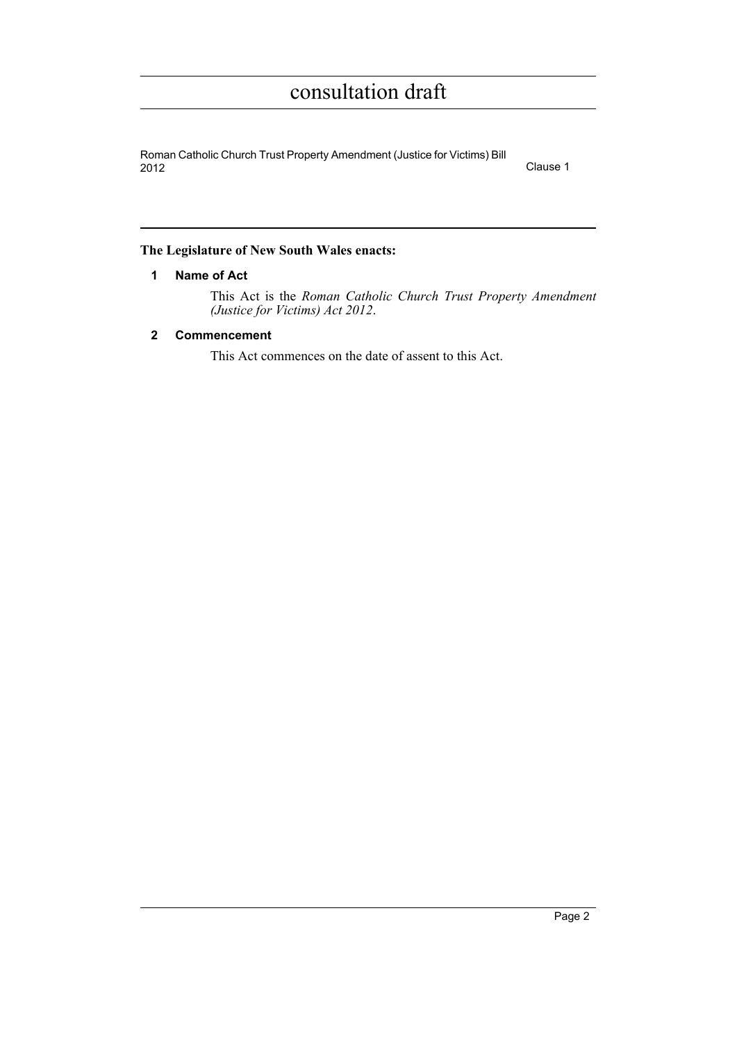**The Legislature of New South Wales enacts:**

## 1 Name of Act

This Act is the *Roman Catholic Church Trust Property Amendment (Justice for Victims) Act 2012*.

## 2 Commencement

This Act commences on the date of assent to this Act.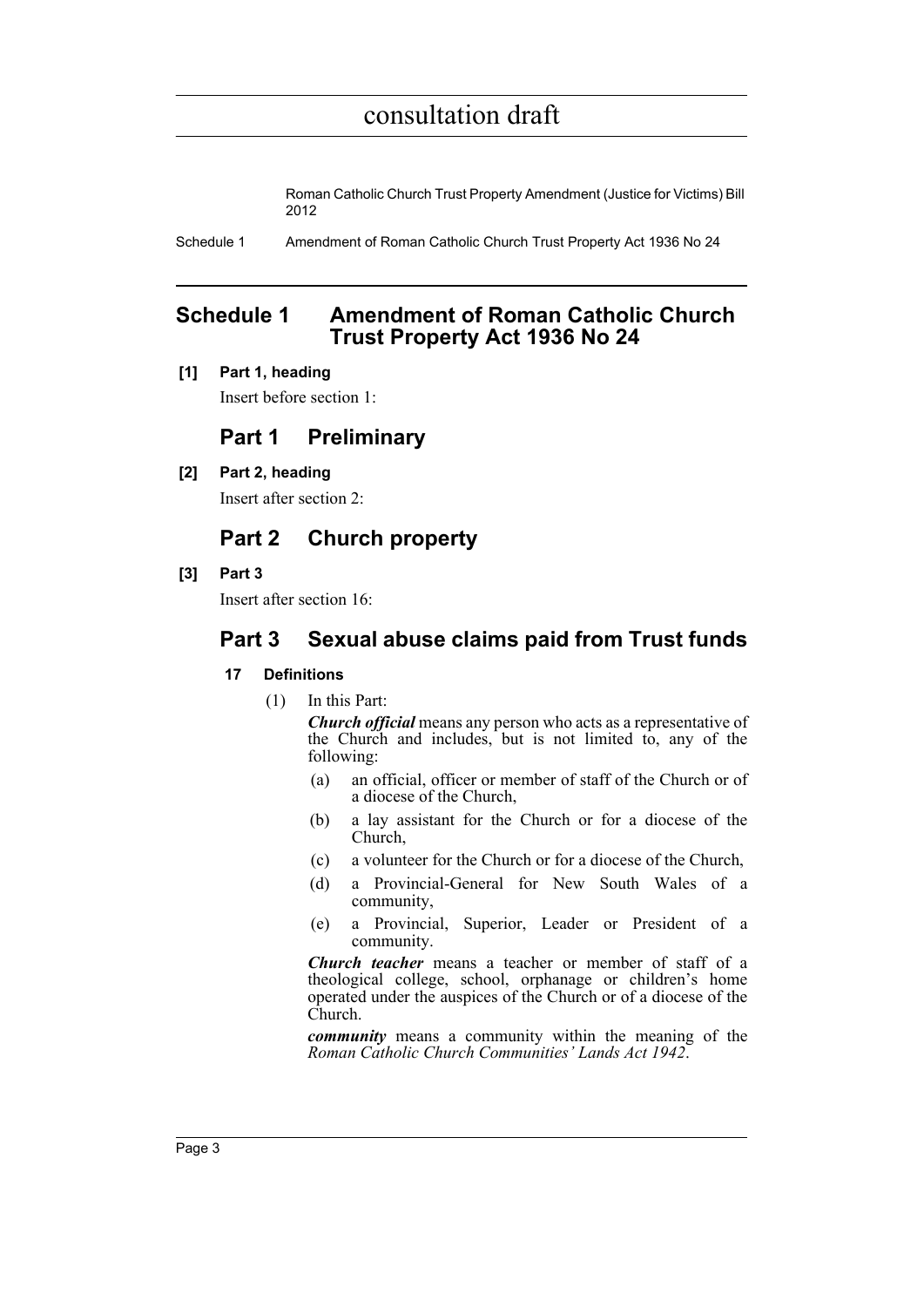## Schedule 1 Amendment of Roman Catholic Church Trust Property Act 1936 No 24

**[1] Part 1, heading**

Insert before section 1:

### Part 1 Preliminary

**[2] Part 2, heading**

Insert after section 2:

### Part 2 Church property

**[3] Part 3**

Insert after section 16:

### Part 3 Sexual abuse claims paid from Trust funds

**17 Definitions**

(1) In this Part:

***Church official*** means any person who acts as a representative of the Church and includes, but is not limited to, any of the following:

- (a) an official, officer or member of staff of the Church or of a diocese of the Church,
- (b) a lay assistant for the Church or for a diocese of the Church,
- (c) a volunteer for the Church or for a diocese of the Church,
- (d) a Provincial-General for New South Wales of a community,
- (e) a Provincial, Superior, Leader or President of a community.

***Church teacher*** means a teacher or member of staff of a theological college, school, orphanage or children's home operated under the auspices of the Church or of a diocese of the Church.

***community*** means a community within the meaning of the *Roman Catholic Church Communities' Lands Act 1942*.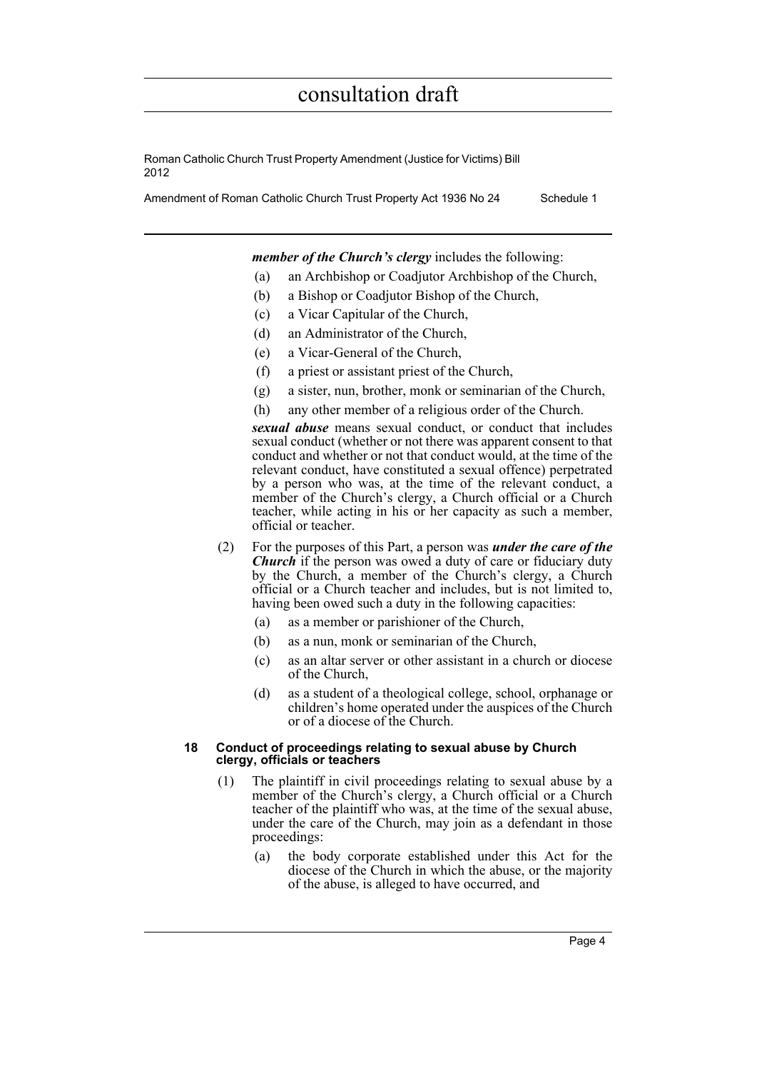***member of the Church's clergy*** includes the following:

(a) an Archbishop or Coadjutor Archbishop of the Church,

(b) a Bishop or Coadjutor Bishop of the Church,

(c) a Vicar Capitular of the Church,

(d) an Administrator of the Church,

(e) a Vicar-General of the Church,

(f) a priest or assistant priest of the Church,

(g) a sister, nun, brother, monk or seminarian of the Church,

(h) any other member of a religious order of the Church.

***sexual abuse*** means sexual conduct, or conduct that includes sexual conduct (whether or not there was apparent consent to that conduct and whether or not that conduct would, at the time of the relevant conduct, have constituted a sexual offence) perpetrated by a person who was, at the time of the relevant conduct, a member of the Church's clergy, a Church official or a Church teacher, while acting in his or her capacity as such a member, official or teacher.

(2) For the purposes of this Part, a person was ***under the care of the Church*** if the person was owed a duty of care or fiduciary duty by the Church, a member of the Church's clergy, a Church official or a Church teacher and includes, but is not limited to, having been owed such a duty in the following capacities:

(a) as a member or parishioner of the Church,

(b) as a nun, monk or seminarian of the Church,

(c) as an altar server or other assistant in a church or diocese of the Church,

(d) as a student of a theological college, school, orphanage or children's home operated under the auspices of the Church or of a diocese of the Church.

#### 18 Conduct of proceedings relating to sexual abuse by Church clergy, officials or teachers

(1) The plaintiff in civil proceedings relating to sexual abuse by a member of the Church's clergy, a Church official or a Church teacher of the plaintiff who was, at the time of the sexual abuse, under the care of the Church, may join as a defendant in those proceedings:

(a) the body corporate established under this Act for the diocese of the Church in which the abuse, or the majority of the abuse, is alleged to have occurred, and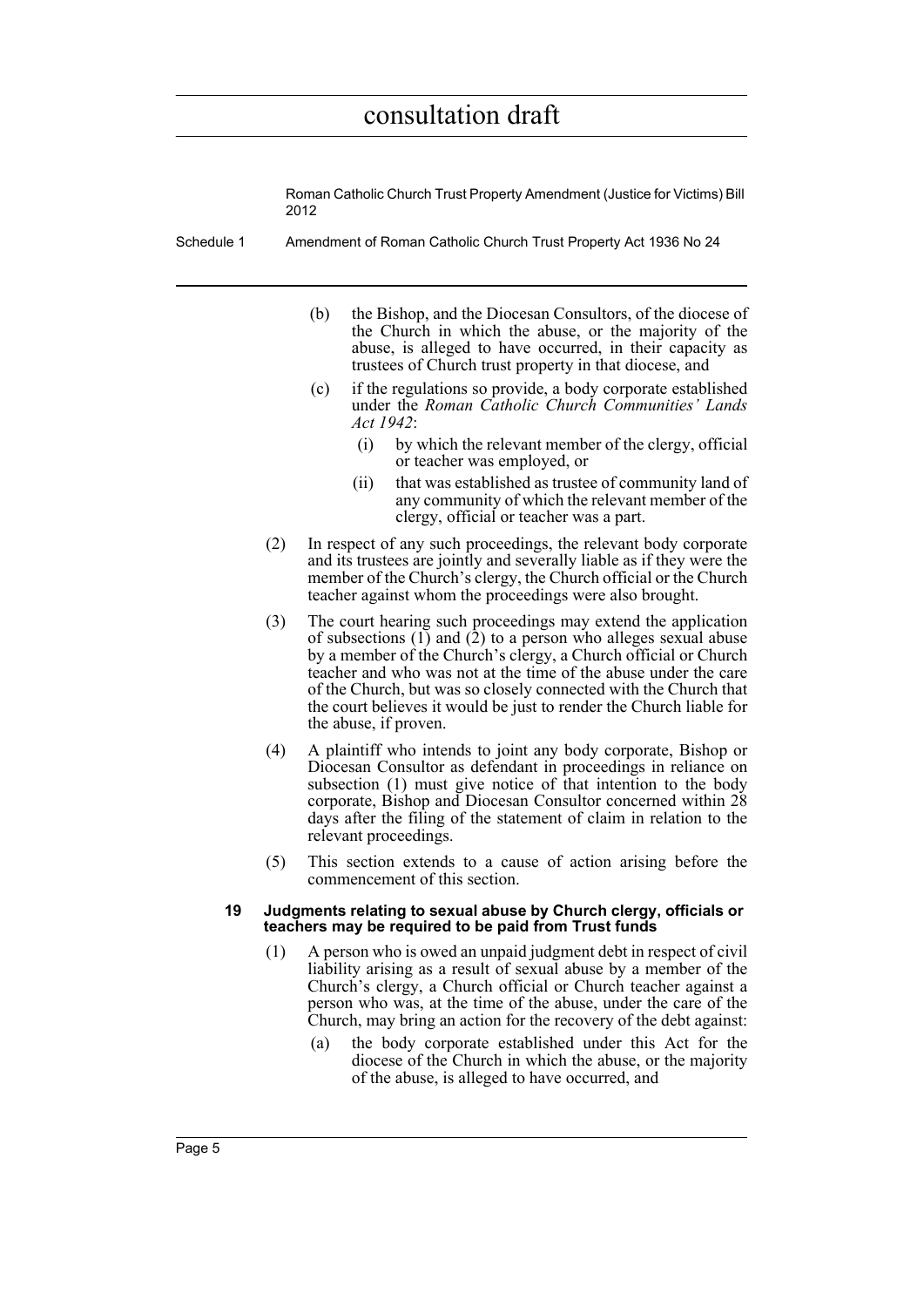(b) the Bishop, and the Diocesan Consultors, of the diocese of the Church in which the abuse, or the majority of the abuse, is alleged to have occurred, in their capacity as trustees of Church trust property in that diocese, and

(c) if the regulations so provide, a body corporate established under the *Roman Catholic Church Communities' Lands Act 1942*:

(i) by which the relevant member of the clergy, official or teacher was employed, or

(ii) that was established as trustee of community land of any community of which the relevant member of the clergy, official or teacher was a part.

(2) In respect of any such proceedings, the relevant body corporate and its trustees are jointly and severally liable as if they were the member of the Church's clergy, the Church official or the Church teacher against whom the proceedings were also brought.

(3) The court hearing such proceedings may extend the application of subsections (1) and (2) to a person who alleges sexual abuse by a member of the Church's clergy, a Church official or Church teacher and who was not at the time of the abuse under the care of the Church, but was so closely connected with the Church that the court believes it would be just to render the Church liable for the abuse, if proven.

(4) A plaintiff who intends to joint any body corporate, Bishop or Diocesan Consultor as defendant in proceedings in reliance on subsection (1) must give notice of that intention to the body corporate, Bishop and Diocesan Consultor concerned within 28 days after the filing of the statement of claim in relation to the relevant proceedings.

(5) This section extends to a cause of action arising before the commencement of this section.

**19 Judgments relating to sexual abuse by Church clergy, officials or teachers may be required to be paid from Trust funds**

(1) A person who is owed an unpaid judgment debt in respect of civil liability arising as a result of sexual abuse by a member of the Church's clergy, a Church official or Church teacher against a person who was, at the time of the abuse, under the care of the Church, may bring an action for the recovery of the debt against:

(a) the body corporate established under this Act for the diocese of the Church in which the abuse, or the majority of the abuse, is alleged to have occurred, and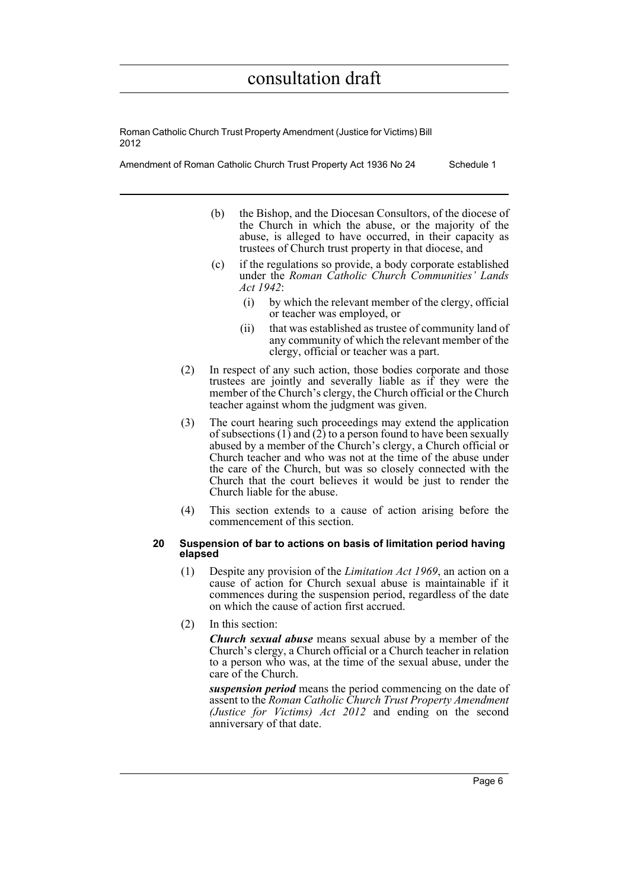(b) the Bishop, and the Diocesan Consultors, of the diocese of the Church in which the abuse, or the majority of the abuse, is alleged to have occurred, in their capacity as trustees of Church trust property in that diocese, and

(c) if the regulations so provide, a body corporate established under the *Roman Catholic Church Communities' Lands Act 1942*:

  (i) by which the relevant member of the clergy, official or teacher was employed, or

  (ii) that was established as trustee of community land of any community of which the relevant member of the clergy, official or teacher was a part.

(2) In respect of any such action, those bodies corporate and those trustees are jointly and severally liable as if they were the member of the Church's clergy, the Church official or the Church teacher against whom the judgment was given.

(3) The court hearing such proceedings may extend the application of subsections (1) and (2) to a person found to have been sexually abused by a member of the Church's clergy, a Church official or Church teacher and who was not at the time of the abuse under the care of the Church, but was so closely connected with the Church that the court believes it would be just to render the Church liable for the abuse.

(4) This section extends to a cause of action arising before the commencement of this section.

#### 20 Suspension of bar to actions on basis of limitation period having elapsed

(1) Despite any provision of the *Limitation Act 1969*, an action on a cause of action for Church sexual abuse is maintainable if it commences during the suspension period, regardless of the date on which the cause of action first accrued.

(2) In this section:

***Church sexual abuse*** means sexual abuse by a member of the Church's clergy, a Church official or a Church teacher in relation to a person who was, at the time of the sexual abuse, under the care of the Church.

***suspension period*** means the period commencing on the date of assent to the *Roman Catholic Church Trust Property Amendment (Justice for Victims) Act 2012* and ending on the second anniversary of that date.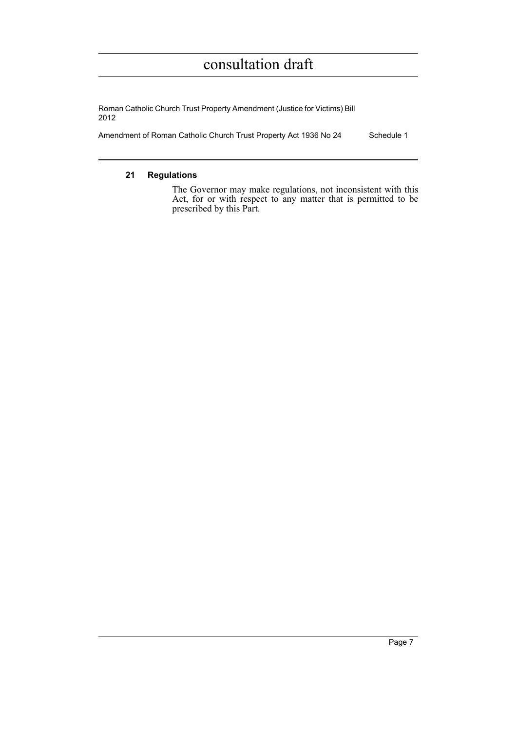#### 21 Regulations

The Governor may make regulations, not inconsistent with this Act, for or with respect to any matter that is permitted to be prescribed by this Part.